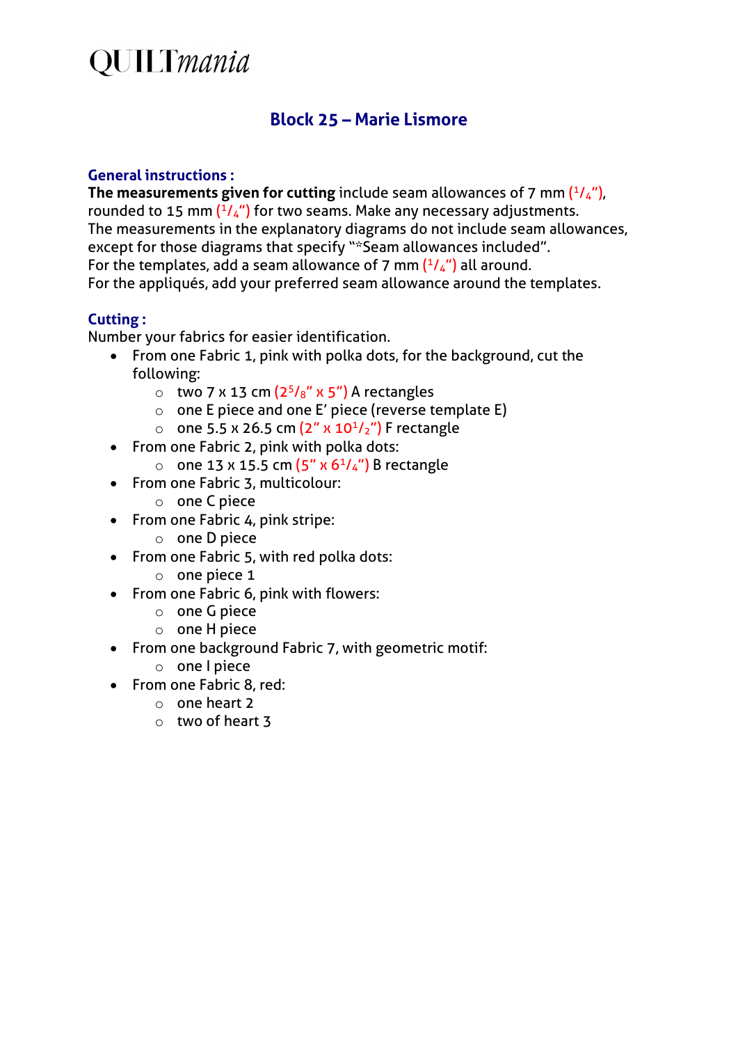# QUILTmania

## Block 25 – Marie Lismore

### General instructions :

**The measurements given for cutting** include seam allowances of 7 mm (1/4"), rounded to 15 mm (1/4") for two seams. Make any necessary adjustments.
The measurements in the explanatory diagrams do not include seam allowances, except for those diagrams that specify "*Seam allowances included".
For the templates, add a seam allowance of 7 mm (1/4") all around.
For the appliqués, add your preferred seam allowance around the templates.

### Cutting :

Number your fabrics for easier identification.

- From one Fabric 1, pink with polka dots, for the background, cut the following:
  - two 7 x 13 cm (2 5/8" x 5") A rectangles
  - one E piece and one E' piece (reverse template E)
  - one 5.5 x 26.5 cm (2" x 10 1/2") F rectangle
- From one Fabric 2, pink with polka dots:
  - one 13 x 15.5 cm (5" x 6 1/4") B rectangle
- From one Fabric 3, multicolour:
  - one C piece
- From one Fabric 4, pink stripe:
  - one D piece
- From one Fabric 5, with red polka dots:
  - one piece 1
- From one Fabric 6, pink with flowers:
  - one G piece
  - one H piece
- From one background Fabric 7, with geometric motif:
  - one I piece
- From one Fabric 8, red:
  - one heart 2
  - two of heart 3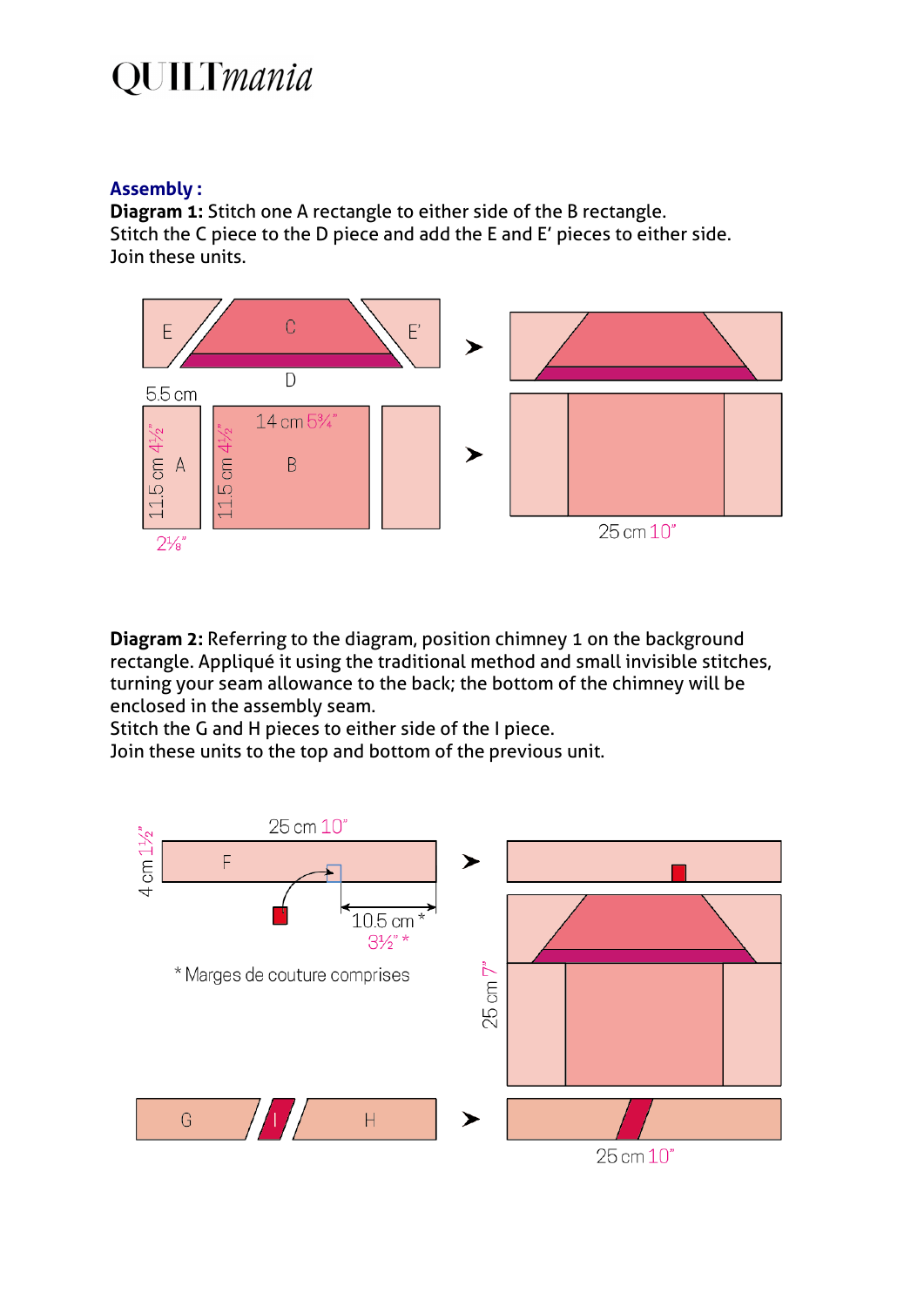### Assembly :

**Diagram 1:** Stitch one A rectangle to either side of the B rectangle.
Stitch the C piece to the D piece and add the E and E' pieces to either side.
Join these units.

**Diagram 2:** Referring to the diagram, position chimney 1 on the background rectangle. Appliqué it using the traditional method and small invisible stitches, turning your seam allowance to the back; the bottom of the chimney will be enclosed in the assembly seam.
Stitch the G and H pieces to either side of the I piece.
Join these units to the top and bottom of the previous unit.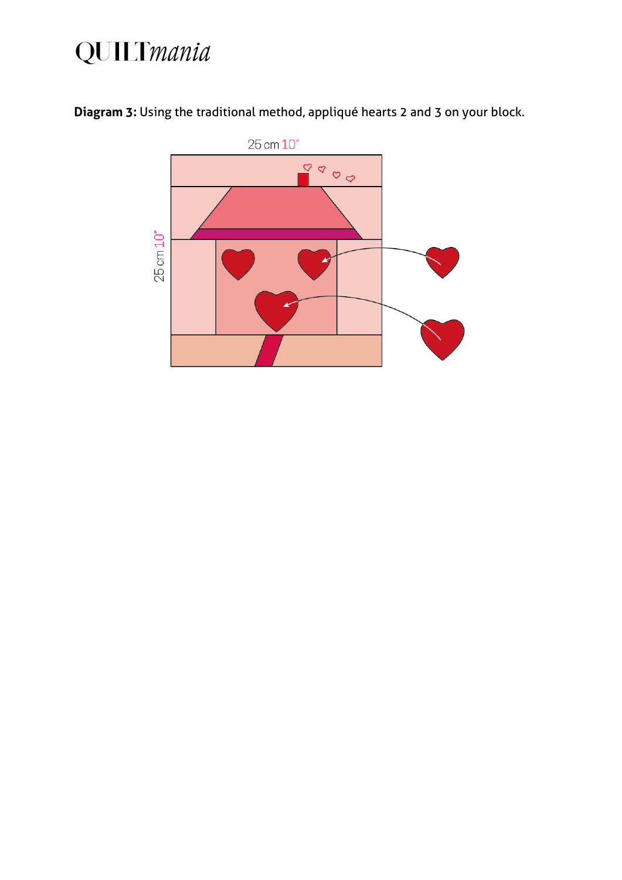**Diagram 3:** Using the traditional method, appliqué hearts 2 and 3 on your block.

25 cm 10"

25 cm 10"